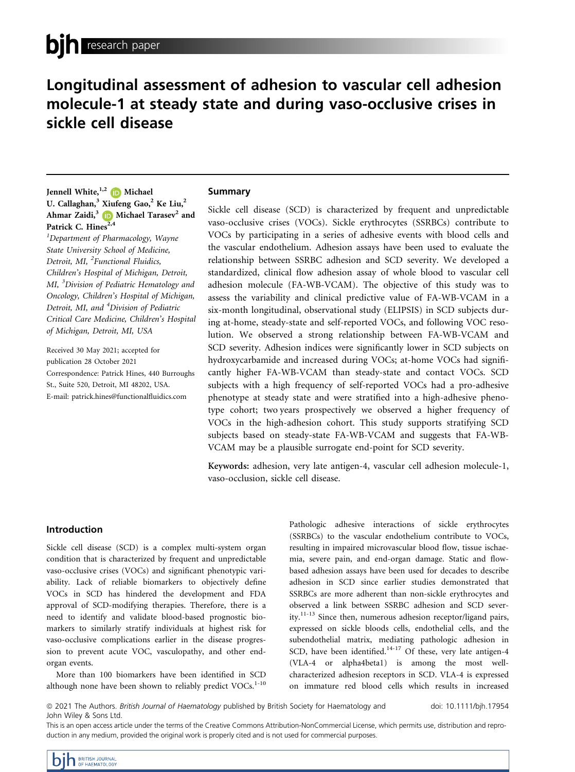research paper

# Longitudinal assessment of adhesion to vascular cell adhesion molecule-1 at steady state and during vaso-occlusive crises in sickle cell disease

Jennell White,[1,2] Michael U. Callaghan,[3] Xiufeng Gao,[2] Ke Liu,[2] Ahmar Zaidi,[3] Michael Tarasev[2] and Patrick C. Hines[2,4]

[1]Department of Pharmacology, Wayne State University School of Medicine, Detroit, MI, [2]Functional Fluidics, Children's Hospital of Michigan, Detroit, MI, [3]Division of Pediatric Hematology and Oncology, Children's Hospital of Michigan, Detroit, MI, and [4]Division of Pediatric Critical Care Medicine, Children's Hospital of Michigan, Detroit, MI, USA

Received 30 May 2021; accepted for publication 28 October 2021

Correspondence: Patrick Hines, 440 Burroughs St., Suite 520, Detroit, MI 48202, USA.
E-mail: patrick.hines@functionalfluidics.com

## Summary

Sickle cell disease (SCD) is characterized by frequent and unpredictable vaso-occlusive crises (VOCs). Sickle erythrocytes (SSRBCs) contribute to VOCs by participating in a series of adhesive events with blood cells and the vascular endothelium. Adhesion assays have been used to evaluate the relationship between SSRBC adhesion and SCD severity. We developed a standardized, clinical flow adhesion assay of whole blood to vascular cell adhesion molecule (FA-WB-VCAM). The objective of this study was to assess the variability and clinical predictive value of FA-WB-VCAM in a six-month longitudinal, observational study (ELIPSIS) in SCD subjects during at-home, steady-state and self-reported VOCs, and following VOC resolution. We observed a strong relationship between FA-WB-VCAM and SCD severity. Adhesion indices were significantly lower in SCD subjects on hydroxycarbamide and increased during VOCs; at-home VOCs had significantly higher FA-WB-VCAM than steady-state and contact VOCs. SCD subjects with a high frequency of self-reported VOCs had a pro-adhesive phenotype at steady state and were stratified into a high-adhesive phenotype cohort; two years prospectively we observed a higher frequency of VOCs in the high-adhesion cohort. This study supports stratifying SCD subjects based on steady-state FA-WB-VCAM and suggests that FA-WB-VCAM may be a plausible surrogate end-point for SCD severity.

**Keywords:** adhesion, very late antigen-4, vascular cell adhesion molecule-1, vaso-occlusion, sickle cell disease.

## Introduction

Sickle cell disease (SCD) is a complex multi-system organ condition that is characterized by frequent and unpredictable vaso-occlusive crises (VOCs) and significant phenotypic variability. Lack of reliable biomarkers to objectively define VOCs in SCD has hindered the development and FDA approval of SCD-modifying therapies. Therefore, there is a need to identify and validate blood-based prognostic biomarkers to similarly stratify individuals at highest risk for vaso-occlusive complications earlier in the disease progression to prevent acute VOC, vasculopathy, and other end-organ events.

More than 100 biomarkers have been identified in SCD although none have been shown to reliably predict VOCs.[1-10] Pathologic adhesive interactions of sickle erythrocytes (SSRBCs) to the vascular endothelium contribute to VOCs, resulting in impaired microvascular blood flow, tissue ischaemia, severe pain, and end-organ damage. Static and flow-based adhesion assays have been used for decades to describe adhesion in SCD since earlier studies demonstrated that SSRBCs are more adherent than non-sickle erythrocytes and observed a link between SSRBC adhesion and SCD severity.[11-13] Since then, numerous adhesion receptor/ligand pairs, expressed on sickle bloods cells, endothelial cells, and the subendothelial matrix, mediating pathologic adhesion in SCD, have been identified.[14-17] Of these, very late antigen-4 (VLA-4 or alpha4beta1) is among the most well-characterized adhesion receptors in SCD. VLA-4 is expressed on immature red blood cells which results in increased

© 2021 The Authors. *British Journal of Haematology* published by British Society for Haematology and John Wiley & Sons Ltd. doi: 10.1111/bjh.17954

This is an open access article under the terms of the Creative Commons Attribution-NonCommercial License, which permits use, distribution and reproduction in any medium, provided the original work is properly cited and is not used for commercial purposes.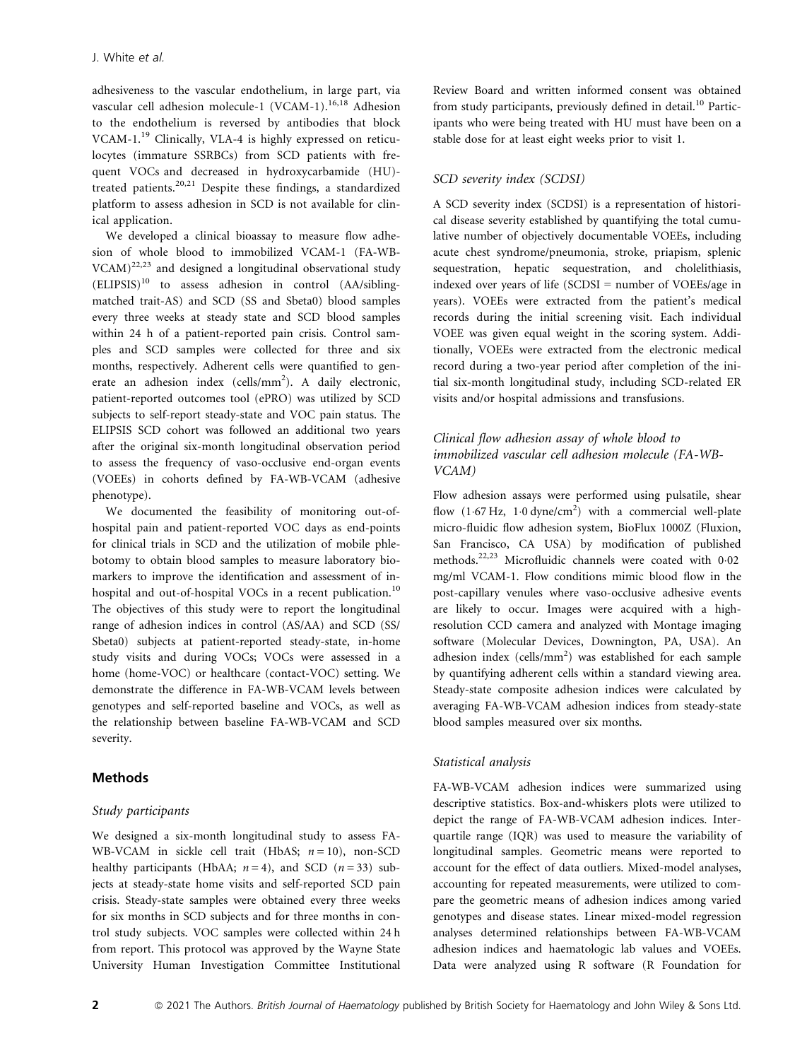adhesiveness to the vascular endothelium, in large part, via vascular cell adhesion molecule-1 (VCAM-1).[16,18] Adhesion to the endothelium is reversed by antibodies that block VCAM-1.[19] Clinically, VLA-4 is highly expressed on reticulocytes (immature SSRBCs) from SCD patients with frequent VOCs and decreased in hydroxycarbamide (HU)-treated patients.[20,21] Despite these findings, a standardized platform to assess adhesion in SCD is not available for clinical application.

We developed a clinical bioassay to measure flow adhesion of whole blood to immobilized VCAM-1 (FA-WB-VCAM)[22,23] and designed a longitudinal observational study (ELIPSIS)[10] to assess adhesion in control (AA/sibling-matched trait-AS) and SCD (SS and Sbeta0) blood samples every three weeks at steady state and SCD blood samples within 24 h of a patient-reported pain crisis. Control samples and SCD samples were collected for three and six months, respectively. Adherent cells were quantified to generate an adhesion index (cells/mm$^2$). A daily electronic, patient-reported outcomes tool (ePRO) was utilized by SCD subjects to self-report steady-state and VOC pain status. The ELIPSIS SCD cohort was followed an additional two years after the original six-month longitudinal observation period to assess the frequency of vaso-occlusive end-organ events (VOEEs) in cohorts defined by FA-WB-VCAM (adhesive phenotype).

We documented the feasibility of monitoring out-of-hospital pain and patient-reported VOC days as end-points for clinical trials in SCD and the utilization of mobile phlebotomy to obtain blood samples to measure laboratory biomarkers to improve the identification and assessment of in-hospital and out-of-hospital VOCs in a recent publication.[10] The objectives of this study were to report the longitudinal range of adhesion indices in control (AS/AA) and SCD (SS/Sbeta0) subjects at patient-reported steady-state, in-home study visits and during VOCs; VOCs were assessed in a home (home-VOC) or healthcare (contact-VOC) setting. We demonstrate the difference in FA-WB-VCAM levels between genotypes and self-reported baseline and VOCs, as well as the relationship between baseline FA-WB-VCAM and SCD severity.

## Methods

### Study participants

We designed a six-month longitudinal study to assess FA-WB-VCAM in sickle cell trait (HbAS; $n = 10$), non-SCD healthy participants (HbAA; $n = 4$), and SCD ($n = 33$) subjects at steady-state home visits and self-reported SCD pain crisis. Steady-state samples were obtained every three weeks for six months in SCD subjects and for three months in control study subjects. VOC samples were collected within 24 h from report. This protocol was approved by the Wayne State University Human Investigation Committee Institutional Review Board and written informed consent was obtained from study participants, previously defined in detail.[10] Participants who were being treated with HU must have been on a stable dose for at least eight weeks prior to visit 1.

### SCD severity index (SCDSI)

A SCD severity index (SCDSI) is a representation of historical disease severity established by quantifying the total cumulative number of objectively documentable VOEEs, including acute chest syndrome/pneumonia, stroke, priapism, splenic sequestration, hepatic sequestration, and cholelithiasis, indexed over years of life (SCDSI = number of VOEEs/age in years). VOEEs were extracted from the patient's medical records during the initial screening visit. Each individual VOEE was given equal weight in the scoring system. Additionally, VOEEs were extracted from the electronic medical record during a two-year period after completion of the initial six-month longitudinal study, including SCD-related ER visits and/or hospital admissions and transfusions.

### Clinical flow adhesion assay of whole blood to immobilized vascular cell adhesion molecule (FA-WB-VCAM)

Flow adhesion assays were performed using pulsatile, shear flow (1·67 Hz, 1·0 dyne/cm$^2$) with a commercial well-plate micro-fluidic flow adhesion system, BioFlux 1000Z (Fluxion, San Francisco, CA USA) by modification of published methods.[22,23] Microfluidic channels were coated with 0·02 mg/ml VCAM-1. Flow conditions mimic blood flow in the post-capillary venules where vaso-occlusive adhesive events are likely to occur. Images were acquired with a high-resolution CCD camera and analyzed with Montage imaging software (Molecular Devices, Downington, PA, USA). An adhesion index (cells/mm$^2$) was established for each sample by quantifying adherent cells within a standard viewing area. Steady-state composite adhesion indices were calculated by averaging FA-WB-VCAM adhesion indices from steady-state blood samples measured over six months.

### Statistical analysis

FA-WB-VCAM adhesion indices were summarized using descriptive statistics. Box-and-whiskers plots were utilized to depict the range of FA-WB-VCAM adhesion indices. Interquartile range (IQR) was used to measure the variability of longitudinal samples. Geometric means were reported to account for the effect of data outliers. Mixed-model analyses, accounting for repeated measurements, were utilized to compare the geometric means of adhesion indices among varied genotypes and disease states. Linear mixed-model regression analyses determined relationships between FA-WB-VCAM adhesion indices and haematologic lab values and VOEEs. Data were analyzed using R software (R Foundation for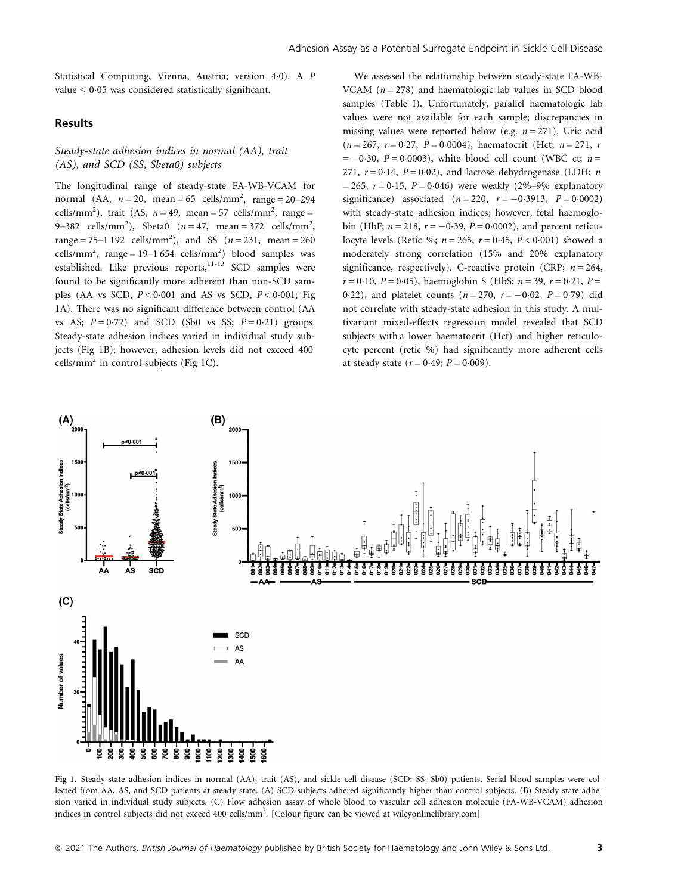Statistical Computing, Vienna, Austria; version 4·0). A $P$ value < 0·05 was considered statistically significant.

## Results

### Steady-state adhesion indices in normal (AA), trait (AS), and SCD (SS, Sbeta0) subjects

The longitudinal range of steady-state FA-WB-VCAM for normal (AA, $n = 20$, mean = 65 cells/mm$^2$, range = 20–294 cells/mm$^2$), trait (AS, $n = 49$, mean = 57 cells/mm$^2$, range = 9–382 cells/mm$^2$), Sbeta0 ($n = 47$, mean = 372 cells/mm$^2$, range = 75–1 192 cells/mm$^2$), and SS ($n = 231$, mean = 260 cells/mm$^2$, range = 19–1 654 cells/mm$^2$) blood samples was established. Like previous reports,[11-13] SCD samples were found to be significantly more adherent than non-SCD samples (AA vs SCD, $P < 0·001$ and AS vs SCD, $P < 0·001$; Fig 1A). There was no significant difference between control (AA vs AS; $P = 0·72$) and SCD (Sb0 vs SS; $P = 0·21$) groups. Steady-state adhesion indices varied in individual study subjects (Fig 1B); however, adhesion levels did not exceed 400 cells/mm$^2$ in control subjects (Fig 1C).

We assessed the relationship between steady-state FA-WB-VCAM ($n = 278$) and haematologic lab values in SCD blood samples (Table I). Unfortunately, parallel haematologic lab values were not available for each sample; discrepancies in missing values were reported below (e.g. $n = 271$). Uric acid ($n = 267$, $r = 0·27$, $P = 0·0004$), haematocrit (Hct; $n = 271$, $r = -0·30$, $P = 0·0003$), white blood cell count (WBC ct; $n = 271$, $r = 0·14$, $P = 0·02$), and lactose dehydrogenase (LDH; $n = 265$, $r = 0·15$, $P = 0·046$) were weakly (2%–9% explanatory significance) associated ($n = 220$, $r = -0·3913$, $P = 0·0002$) with steady-state adhesion indices; however, fetal haemoglobin (HbF; $n = 218$, $r = -0·39$, $P = 0·0002$), and percent reticulocyte levels (Retic %; $n = 265$, $r = 0·45$, $P < 0·001$) showed a moderately strong correlation (15% and 20% explanatory significance, respectively). C-reactive protein (CRP; $n = 264$, $r = 0·10$, $P = 0·05$), haemoglobin S (HbS; $n = 39$, $r = 0·21$, $P = 0·22$), and platelet counts ($n = 270$, $r = -0·02$, $P = 0·79$) did not correlate with steady-state adhesion in this study. A multivariant mixed-effects regression model revealed that SCD subjects with a lower haematocrit (Hct) and higher reticulocyte percent (retic %) had significantly more adherent cells at steady state ($r = 0·49$; $P = 0·009$).

Fig 1. Steady-state adhesion indices in normal (AA), trait (AS), and sickle cell disease (SCD: SS, Sb0) patients. Serial blood samples were collected from AA, AS, and SCD patients at steady state. (A) SCD subjects adhered significantly higher than control subjects. (B) Steady-state adhesion varied in individual study subjects. (C) Flow adhesion assay of whole blood to vascular cell adhesion molecule (FA-WB-VCAM) adhesion indices in control subjects did not exceed 400 cells/mm$^2$. [Colour figure can be viewed at wileyonlinelibrary.com]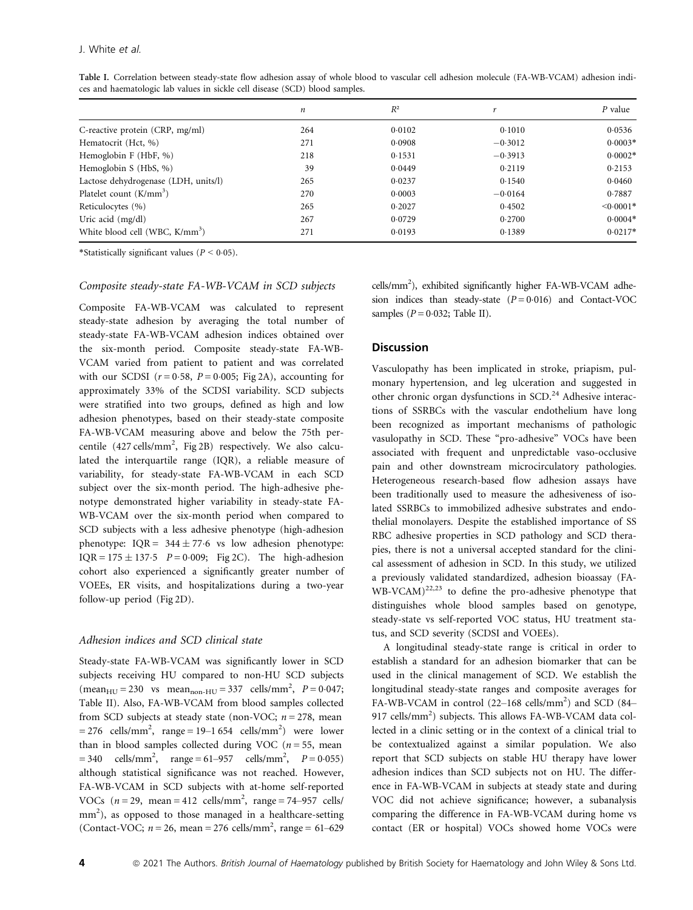**Table I.** Correlation between steady-state flow adhesion assay of whole blood to vascular cell adhesion molecule (FA-WB-VCAM) adhesion indices and haematologic lab values in sickle cell disease (SCD) blood samples.

| | $n$ | $R^2$ | $r$ | $P$ value |
|---|---|---|---|---|
| C-reactive protein (CRP, mg/ml) | 264 | 0·0102 | 0·1010 | 0·0536 |
| Hematocrit (Hct, %) | 271 | 0·0908 | −0·3012 | 0·0003* |
| Hemoglobin F (HbF, %) | 218 | 0·1531 | −0·3913 | 0·0002* |
| Hemoglobin S (HbS, %) | 39 | 0·0449 | 0·2119 | 0·2153 |
| Lactose dehydrogenase (LDH, units/l) | 265 | 0·0237 | 0·1540 | 0·0460 |
| Platelet count (K/mm$^3$) | 270 | 0·0003 | −0·0164 | 0·7887 |
| Reticulocytes (%) | 265 | 0·2027 | 0·4502 | <0·0001* |
| Uric acid (mg/dl) | 267 | 0·0729 | 0·2700 | 0·0004* |
| White blood cell (WBC, K/mm$^3$) | 271 | 0·0193 | 0·1389 | 0·0217* |

*Statistically significant values ($P < 0·05$).

### Composite steady-state FA-WB-VCAM in SCD subjects

Composite FA-WB-VCAM was calculated to represent steady-state adhesion by averaging the total number of steady-state FA-WB-VCAM adhesion indices obtained over the six-month period. Composite steady-state FA-WB-VCAM varied from patient to patient and was correlated with our SCDSI ($r = 0·58$, $P = 0·005$; Fig 2A), accounting for approximately 33% of the SCDSI variability. SCD subjects were stratified into two groups, defined as high and low adhesion phenotypes, based on their steady-state composite FA-WB-VCAM measuring above and below the 75th percentile (427 cells/mm$^2$, Fig 2B) respectively. We also calculated the interquartile range (IQR), a reliable measure of variability, for steady-state FA-WB-VCAM in each SCD subject over the six-month period. The high-adhesive phenotype demonstrated higher variability in steady-state FA-WB-VCAM over the six-month period when compared to SCD subjects with a less adhesive phenotype (high-adhesion phenotype: IQR = 344 ± 77·6 vs low adhesion phenotype: IQR = 175 ± 137·5 $P = 0·009$; Fig 2C). The high-adhesion cohort also experienced a significantly greater number of VOEEs, ER visits, and hospitalizations during a two-year follow-up period (Fig 2D).

### Adhesion indices and SCD clinical state

Steady-state FA-WB-VCAM was significantly lower in SCD subjects receiving HU compared to non-HU SCD subjects ($\text{mean}_{\text{HU}} = 230$ vs $\text{mean}_{\text{non-HU}} = 337$ cells/mm$^2$, $P = 0·047$; Table II). Also, FA-WB-VCAM from blood samples collected from SCD subjects at steady state (non-VOC; $n = 278$, mean = 276 cells/mm$^2$, range = 19–1 654 cells/mm$^2$) were lower than in blood samples collected during VOC ($n = 55$, mean = 340 cells/mm$^2$, range = 61–957 cells/mm$^2$, $P = 0·055$) although statistical significance was not reached. However, FA-WB-VCAM in SCD subjects with at-home self-reported VOCs ($n = 29$, mean = 412 cells/mm$^2$, range = 74–957 cells/mm$^2$), as opposed to those managed in a healthcare-setting (Contact-VOC; $n = 26$, mean = 276 cells/mm$^2$, range = 61–629 cells/mm$^2$), exhibited significantly higher FA-WB-VCAM adhesion indices than steady-state ($P = 0·016$) and Contact-VOC samples ($P = 0·032$; Table II).

## Discussion

Vasculopathy has been implicated in stroke, priapism, pulmonary hypertension, and leg ulceration and suggested in other chronic organ dysfunctions in SCD.[24] Adhesive interactions of SSRBCs with the vascular endothelium have long been recognized as important mechanisms of pathologic vasulopathy in SCD. These "pro-adhesive" VOCs have been associated with frequent and unpredictable vaso-occlusive pain and other downstream microcirculatory pathologies. Heterogeneous research-based flow adhesion assays have been traditionally used to measure the adhesiveness of isolated SSRBCs to immobilized adhesive substrates and endothelial monolayers. Despite the established importance of SS RBC adhesive properties in SCD pathology and SCD therapies, there is not a universal accepted standard for the clinical assessment of adhesion in SCD. In this study, we utilized a previously validated standardized, adhesion bioassay (FA-WB-VCAM)[22,23] to define the pro-adhesive phenotype that distinguishes whole blood samples based on genotype, steady-state vs self-reported VOC status, HU treatment status, and SCD severity (SCDSI and VOEEs).

A longitudinal steady-state range is critical in order to establish a standard for an adhesion biomarker that can be used in the clinical management of SCD. We establish the longitudinal steady-state ranges and composite averages for FA-WB-VCAM in control (22–168 cells/mm$^2$) and SCD (84–917 cells/mm$^2$) subjects. This allows FA-WB-VCAM data collected in a clinic setting or in the context of a clinical trial to be contextualized against a similar population. We also report that SCD subjects on stable HU therapy have lower adhesion indices than SCD subjects not on HU. The difference in FA-WB-VCAM in subjects at steady state and during VOC did not achieve significance; however, a subanalysis comparing the difference in FA-WB-VCAM during home vs contact (ER or hospital) VOCs showed home VOCs were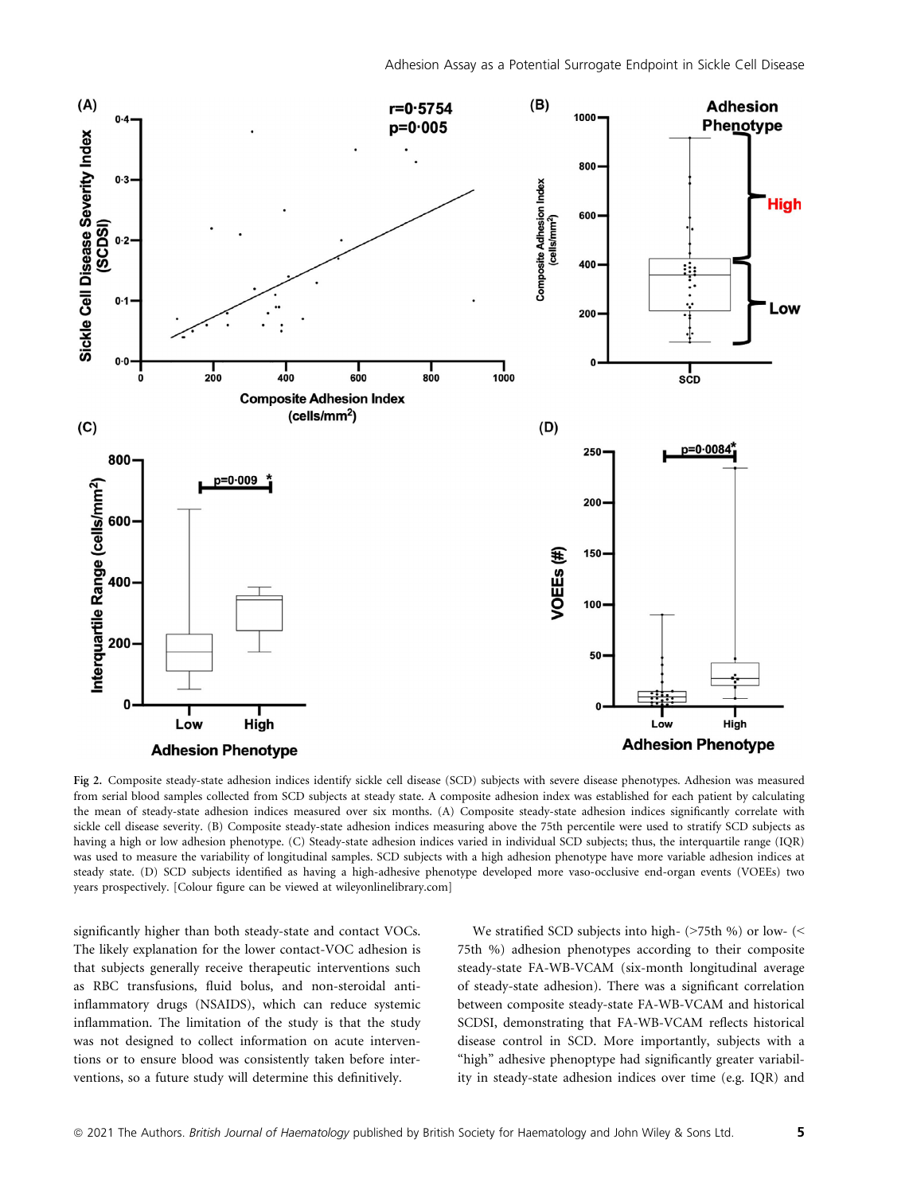Fig 2. Composite steady-state adhesion indices identify sickle cell disease (SCD) subjects with severe disease phenotypes. Adhesion was measured from serial blood samples collected from SCD subjects at steady state. A composite adhesion index was established for each patient by calculating the mean of steady-state adhesion indices measured over six months. (A) Composite steady-state adhesion indices significantly correlate with sickle cell disease severity. (B) Composite steady-state adhesion indices measuring above the 75th percentile were used to stratify SCD subjects as having a high or low adhesion phenotype. (C) Steady-state adhesion indices varied in individual SCD subjects; thus, the interquartile range (IQR) was used to measure the variability of longitudinal samples. SCD subjects with a high adhesion phenotype have more variable adhesion indices at steady state. (D) SCD subjects identified as having a high-adhesive phenotype developed more vaso-occlusive end-organ events (VOEEs) two years prospectively. [Colour figure can be viewed at wileyonlinelibrary.com]

significantly higher than both steady-state and contact VOCs. The likely explanation for the lower contact-VOC adhesion is that subjects generally receive therapeutic interventions such as RBC transfusions, fluid bolus, and non-steroidal anti-inflammatory drugs (NSAIDS), which can reduce systemic inflammation. The limitation of the study is that the study was not designed to collect information on acute interventions or to ensure blood was consistently taken before interventions, so a future study will determine this definitively.

We stratified SCD subjects into high- (>75th %) or low- (< 75th %) adhesion phenotypes according to their composite steady-state FA-WB-VCAM (six-month longitudinal average of steady-state adhesion). There was a significant correlation between composite steady-state FA-WB-VCAM and historical SCDSI, demonstrating that FA-WB-VCAM reflects historical disease control in SCD. More importantly, subjects with a "high" adhesive phenoptype had significantly greater variability in steady-state adhesion indices over time (e.g. IQR) and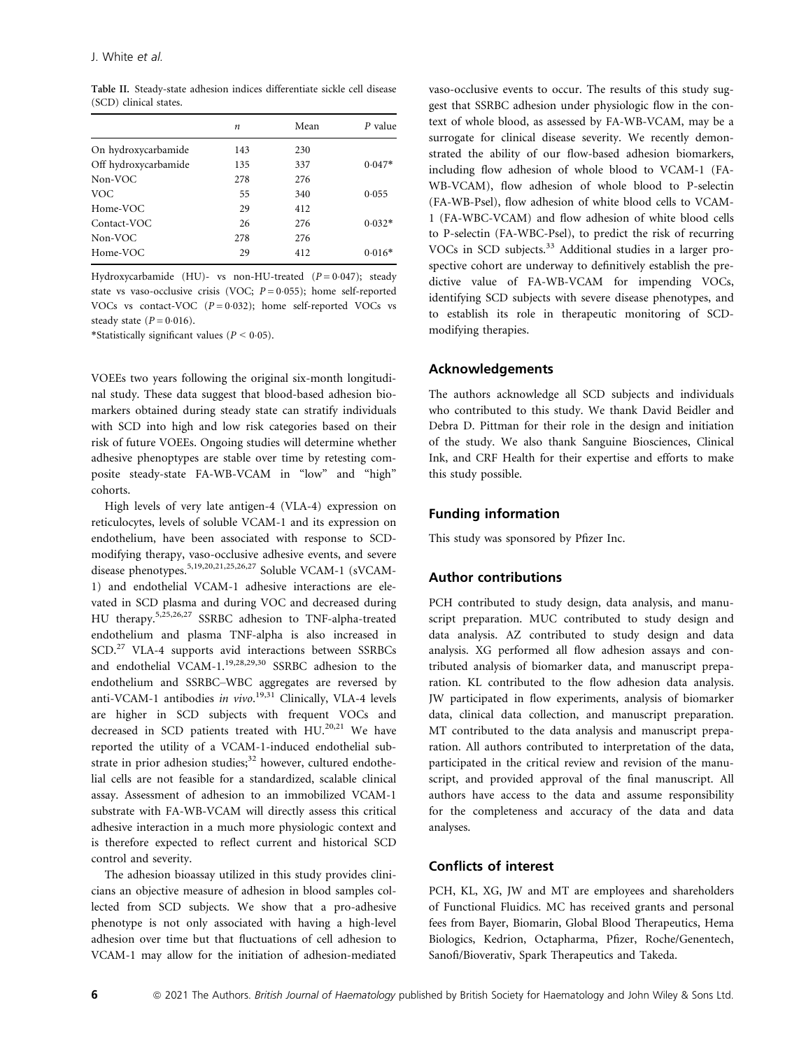**Table II.** Steady-state adhesion indices differentiate sickle cell disease (SCD) clinical states.

| | n | Mean | P value |
|---|---|---|---|
| On hydroxycarbamide | 143 | 230 | |
| Off hydroxycarbamide | 135 | 337 | 0·047* |
| Non-VOC | 278 | 276 | |
| VOC | 55 | 340 | 0·055 |
| Home-VOC | 29 | 412 | |
| Contact-VOC | 26 | 276 | 0·032* |
| Non-VOC | 278 | 276 | |
| Home-VOC | 29 | 412 | 0·016* |

Hydroxycarbamide (HU)- vs non-HU-treated ($P = 0{\cdot}047$); steady state vs vaso-occlusive crisis (VOC; $P = 0{\cdot}055$); home self-reported VOCs vs contact-VOC ($P = 0{\cdot}032$); home self-reported VOCs vs steady state ($P = 0{\cdot}016$).

*Statistically significant values ($P < 0{\cdot}05$).

VOEEs two years following the original six-month longitudinal study. These data suggest that blood-based adhesion biomarkers obtained during steady state can stratify individuals with SCD into high and low risk categories based on their risk of future VOEEs. Ongoing studies will determine whether adhesive phenoptypes are stable over time by retesting composite steady-state FA-WB-VCAM in "low" and "high" cohorts.

High levels of very late antigen-4 (VLA-4) expression on reticulocytes, levels of soluble VCAM-1 and its expression on endothelium, have been associated with response to SCD-modifying therapy, vaso-occlusive adhesive events, and severe disease phenotypes.[5,19,20,21,25,26,27] Soluble VCAM-1 (sVCAM-1) and endothelial VCAM-1 adhesive interactions are elevated in SCD plasma and during VOC and decreased during HU therapy.[5,25,26,27] SSRBC adhesion to TNF-alpha-treated endothelium and plasma TNF-alpha is also increased in SCD.[27] VLA-4 supports avid interactions between SSRBCs and endothelial VCAM-1.[19,28,29,30] SSRBC adhesion to the endothelium and SSRBC–WBC aggregates are reversed by anti-VCAM-1 antibodies *in vivo*.[19,31] Clinically, VLA-4 levels are higher in SCD subjects with frequent VOCs and decreased in SCD patients treated with HU.[20,21] We have reported the utility of a VCAM-1-induced endothelial substrate in prior adhesion studies;[32] however, cultured endothelial cells are not feasible for a standardized, scalable clinical assay. Assessment of adhesion to an immobilized VCAM-1 substrate with FA-WB-VCAM will directly assess this critical adhesive interaction in a much more physiologic context and is therefore expected to reflect current and historical SCD control and severity.

The adhesion bioassay utilized in this study provides clinicians an objective measure of adhesion in blood samples collected from SCD subjects. We show that a pro-adhesive phenotype is not only associated with having a high-level adhesion over time but that fluctuations of cell adhesion to VCAM-1 may allow for the initiation of adhesion-mediated vaso-occlusive events to occur. The results of this study suggest that SSRBC adhesion under physiologic flow in the context of whole blood, as assessed by FA-WB-VCAM, may be a surrogate for clinical disease severity. We recently demonstrated the ability of our flow-based adhesion biomarkers, including flow adhesion of whole blood to VCAM-1 (FA-WB-VCAM), flow adhesion of whole blood to P-selectin (FA-WB-Psel), flow adhesion of white blood cells to VCAM-1 (FA-WBC-VCAM) and flow adhesion of white blood cells to P-selectin (FA-WBC-Psel), to predict the risk of recurring VOCs in SCD subjects.[33] Additional studies in a larger prospective cohort are underway to definitively establish the predictive value of FA-WB-VCAM for impending VOCs, identifying SCD subjects with severe disease phenotypes, and to establish its role in therapeutic monitoring of SCD-modifying therapies.

## Acknowledgements

The authors acknowledge all SCD subjects and individuals who contributed to this study. We thank David Beidler and Debra D. Pittman for their role in the design and initiation of the study. We also thank Sanguine Biosciences, Clinical Ink, and CRF Health for their expertise and efforts to make this study possible.

## Funding information

This study was sponsored by Pfizer Inc.

## Author contributions

PCH contributed to study design, data analysis, and manuscript preparation. MUC contributed to study design and data analysis. AZ contributed to study design and data analysis. XG performed all flow adhesion assays and contributed analysis of biomarker data, and manuscript preparation. KL contributed to the flow adhesion data analysis. JW participated in flow experiments, analysis of biomarker data, clinical data collection, and manuscript preparation. MT contributed to the data analysis and manuscript preparation. All authors contributed to interpretation of the data, participated in the critical review and revision of the manuscript, and provided approval of the final manuscript. All authors have access to the data and assume responsibility for the completeness and accuracy of the data and data analyses.

## Conflicts of interest

PCH, KL, XG, JW and MT are employees and shareholders of Functional Fluidics. MC has received grants and personal fees from Bayer, Biomarin, Global Blood Therapeutics, Hema Biologics, Kedrion, Octapharma, Pfizer, Roche/Genentech, Sanofi/Bioverativ, Spark Therapeutics and Takeda.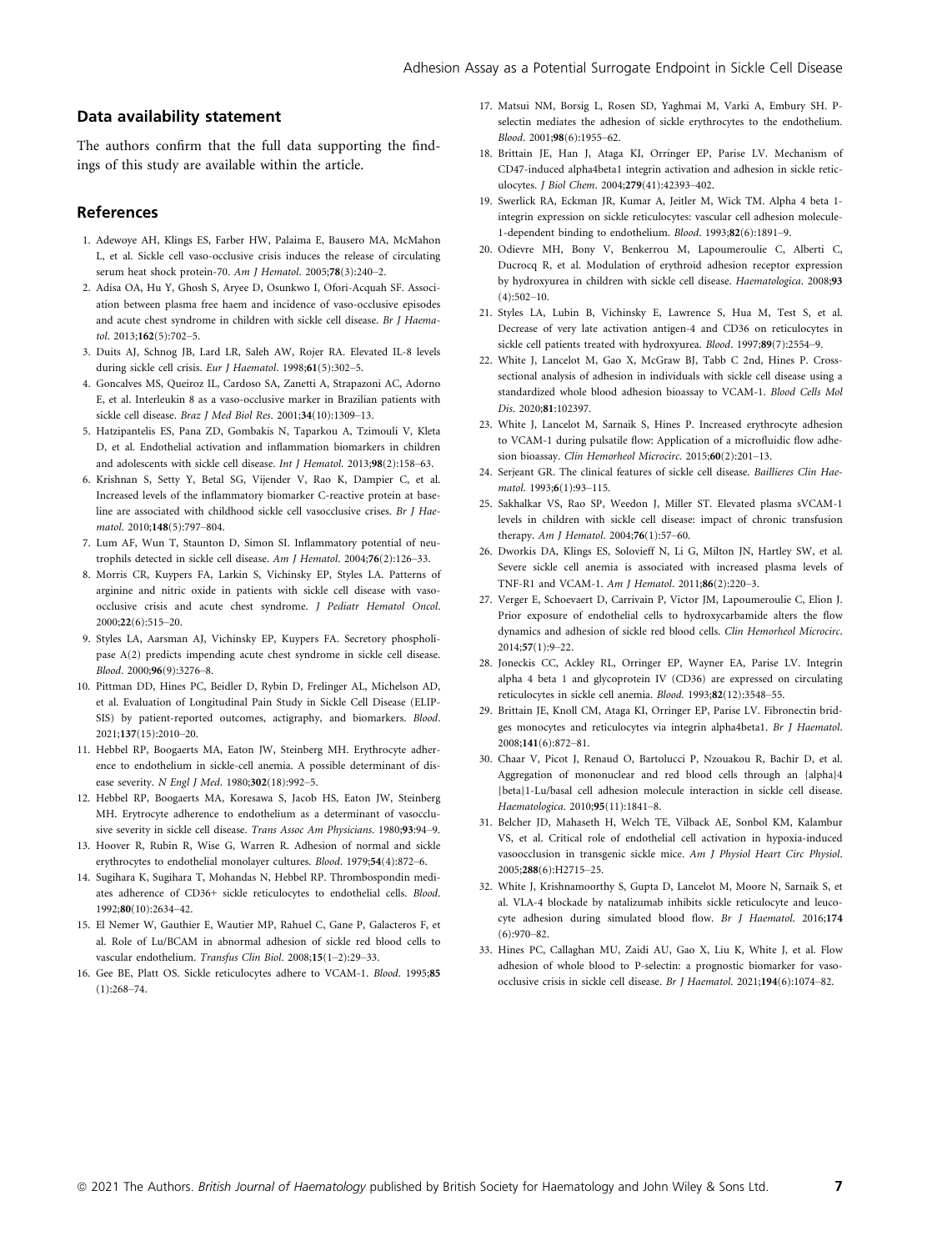## Data availability statement

The authors confirm that the full data supporting the findings of this study are available within the article.

## References

1. Adewoye AH, Klings ES, Farber HW, Palaima E, Bausero MA, McMahon L, et al. Sickle cell vaso-occlusive crisis induces the release of circulating serum heat shock protein-70. *Am J Hematol*. 2005;**78**(3):240–2.
2. Adisa OA, Hu Y, Ghosh S, Aryee D, Osunkwo I, Ofori-Acquah SF. Association between plasma free haem and incidence of vaso-occlusive episodes and acute chest syndrome in children with sickle cell disease. *Br J Haematol*. 2013;**162**(5):702–5.
3. Duits AJ, Schnog JB, Lard LR, Saleh AW, Rojer RA. Elevated IL-8 levels during sickle cell crisis. *Eur J Haematol*. 1998;**61**(5):302–5.
4. Goncalves MS, Queiroz IL, Cardoso SA, Zanetti A, Strapazoni AC, Adorno E, et al. Interleukin 8 as a vaso-occlusive marker in Brazilian patients with sickle cell disease. *Braz J Med Biol Res*. 2001;**34**(10):1309–13.
5. Hatzipantelis ES, Pana ZD, Gombakis N, Taparkou A, Tzimouli V, Kleta D, et al. Endothelial activation and inflammation biomarkers in children and adolescents with sickle cell disease. *Int J Hematol*. 2013;**98**(2):158–63.
6. Krishnan S, Setty Y, Betal SG, Vijender V, Rao K, Dampier C, et al. Increased levels of the inflammatory biomarker C-reactive protein at baseline are associated with childhood sickle cell vasocclusive crises. *Br J Haematol*. 2010;**148**(5):797–804.
7. Lum AF, Wun T, Staunton D, Simon SI. Inflammatory potential of neutrophils detected in sickle cell disease. *Am J Hematol*. 2004;**76**(2):126–33.
8. Morris CR, Kuypers FA, Larkin S, Vichinsky EP, Styles LA. Patterns of arginine and nitric oxide in patients with sickle cell disease with vaso-occlusive crisis and acute chest syndrome. *J Pediatr Hematol Oncol*. 2000;**22**(6):515–20.
9. Styles LA, Aarsman AJ, Vichinsky EP, Kuypers FA. Secretory phospholipase A(2) predicts impending acute chest syndrome in sickle cell disease. *Blood*. 2000;**96**(9):3276–8.
10. Pittman DD, Hines PC, Beidler D, Rybin D, Frelinger AL, Michelson AD, et al. Evaluation of Longitudinal Pain Study in Sickle Cell Disease (ELIPSIS) by patient-reported outcomes, actigraphy, and biomarkers. *Blood*. 2021;**137**(15):2010–20.
11. Hebbel RP, Boogaerts MA, Eaton JW, Steinberg MH. Erythrocyte adherence to endothelium in sickle-cell anemia. A possible determinant of disease severity. *N Engl J Med*. 1980;**302**(18):992–5.
12. Hebbel RP, Boogaerts MA, Koresawa S, Jacob HS, Eaton JW, Steinberg MH. Erytrocyte adherence to endothelium as a determinant of vasocclusive severity in sickle cell disease. *Trans Assoc Am Physicians*. 1980;**93**:94–9.
13. Hoover R, Rubin R, Wise G, Warren R. Adhesion of normal and sickle erythrocytes to endothelial monolayer cultures. *Blood*. 1979;**54**(4):872–6.
14. Sugihara K, Sugihara T, Mohandas N, Hebbel RP. Thrombospondin mediates adherence of CD36+ sickle reticulocytes to endothelial cells. *Blood*. 1992;**80**(10):2634–42.
15. El Nemer W, Gauthier E, Wautier MP, Rahuel C, Gane P, Galacteros F, et al. Role of Lu/BCAM in abnormal adhesion of sickle red blood cells to vascular endothelium. *Transfus Clin Biol*. 2008;**15**(1–2):29–33.
16. Gee BE, Platt OS. Sickle reticulocytes adhere to VCAM-1. *Blood*. 1995;**85**(1):268–74.
17. Matsui NM, Borsig L, Rosen SD, Yaghmai M, Varki A, Embury SH. P-selectin mediates the adhesion of sickle erythrocytes to the endothelium. *Blood*. 2001;**98**(6):1955–62.
18. Brittain JE, Han J, Ataga KI, Orringer EP, Parise LV. Mechanism of CD47-induced alpha4beta1 integrin activation and adhesion in sickle reticulocytes. *J Biol Chem*. 2004;**279**(41):42393–402.
19. Swerlick RA, Eckman JR, Kumar A, Jeitler M, Wick TM. Alpha 4 beta 1-integrin expression on sickle reticulocytes: vascular cell adhesion molecule-1-dependent binding to endothelium. *Blood*. 1993;**82**(6):1891–9.
20. Odievre MH, Bony V, Benkerrou M, Lapoumeroulie C, Alberti C, Ducrocq R, et al. Modulation of erythroid adhesion receptor expression by hydroxyurea in children with sickle cell disease. *Haematologica*. 2008;**93**(4):502–10.
21. Styles LA, Lubin B, Vichinsky E, Lawrence S, Hua M, Test S, et al. Decrease of very late activation antigen-4 and CD36 on reticulocytes in sickle cell patients treated with hydroxyurea. *Blood*. 1997;**89**(7):2554–9.
22. White J, Lancelot M, Gao X, McGraw BJ, Tabb C 2nd, Hines P. Cross-sectional analysis of adhesion in individuals with sickle cell disease using a standardized whole blood adhesion bioassay to VCAM-1. *Blood Cells Mol Dis*. 2020;**81**:102397.
23. White J, Lancelot M, Sarnaik S, Hines P. Increased erythrocyte adhesion to VCAM-1 during pulsatile flow: Application of a microfluidic flow adhesion bioassay. *Clin Hemorheol Microcirc*. 2015;**60**(2):201–13.
24. Serjeant GR. The clinical features of sickle cell disease. *Baillieres Clin Haematol*. 1993;**6**(1):93–115.
25. Sakhalkar VS, Rao SP, Weedon J, Miller ST. Elevated plasma sVCAM-1 levels in children with sickle cell disease: impact of chronic transfusion therapy. *Am J Hematol*. 2004;**76**(1):57–60.
26. Dworkis DA, Klings ES, Solovieff N, Li G, Milton JN, Hartley SW, et al. Severe sickle cell anemia is associated with increased plasma levels of TNF-R1 and VCAM-1. *Am J Hematol*. 2011;**86**(2):220–3.
27. Verger E, Schoevaert D, Carrivain P, Victor JM, Lapoumeroulie C, Elion J. Prior exposure of endothelial cells to hydroxycarbamide alters the flow dynamics and adhesion of sickle red blood cells. *Clin Hemorheol Microcirc*. 2014;**57**(1):9–22.
28. Joneckis CC, Ackley RL, Orringer EP, Wayner EA, Parise LV. Integrin alpha 4 beta 1 and glycoprotein IV (CD36) are expressed on circulating reticulocytes in sickle cell anemia. *Blood*. 1993;**82**(12):3548–55.
29. Brittain JE, Knoll CM, Ataga KI, Orringer EP, Parise LV. Fibronectin bridges monocytes and reticulocytes via integrin alpha4beta1. *Br J Haematol*. 2008;**141**(6):872–81.
30. Chaar V, Picot J, Renaud O, Bartolucci P, Nzouakou R, Bachir D, et al. Aggregation of mononuclear and red blood cells through an {alpha}4{beta}1-Lu/basal cell adhesion molecule interaction in sickle cell disease. *Haematologica*. 2010;**95**(11):1841–8.
31. Belcher JD, Mahaseth H, Welch TE, Vilback AE, Sonbol KM, Kalambur VS, et al. Critical role of endothelial cell activation in hypoxia-induced vasoocclusion in transgenic sickle mice. *Am J Physiol Heart Circ Physiol*. 2005;**288**(6):H2715–25.
32. White J, Krishnamoorthy S, Gupta D, Lancelot M, Moore N, Sarnaik S, et al. VLA-4 blockade by natalizumab inhibits sickle reticulocyte and leucocyte adhesion during simulated blood flow. *Br J Haematol*. 2016;**174**(6):970–82.
33. Hines PC, Callaghan MU, Zaidi AU, Gao X, Liu K, White J, et al. Flow adhesion of whole blood to P-selectin: a prognostic biomarker for vaso-occlusive crisis in sickle cell disease. *Br J Haematol*. 2021;**194**(6):1074–82.